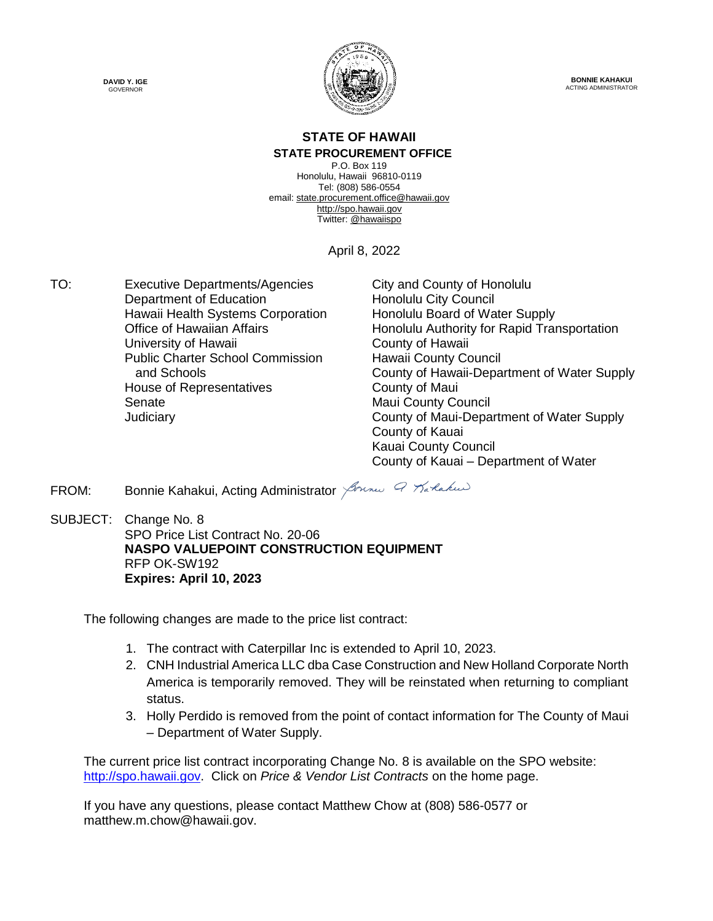**DAVID Y. IGE**
GOVERNOR

**BONNIE KAHAKUI**
ACTING ADMINISTRATOR

# STATE OF HAWAII

## STATE PROCUREMENT OFFICE

P.O. Box 119
Honolulu, Hawaii 96810-0119
Tel: (808) 586-0554
email: state.procurement.office@hawaii.gov
http://spo.hawaii.gov
Twitter: @hawaiispo

April 8, 2022

TO:
Executive Departments/Agencies
Department of Education
Hawaii Health Systems Corporation
Office of Hawaiian Affairs
University of Hawaii
Public Charter School Commission and Schools
House of Representatives
Senate
Judiciary
City and County of Honolulu
Honolulu City Council
Honolulu Board of Water Supply
Honolulu Authority for Rapid Transportation
County of Hawaii
Hawaii County Council
County of Hawaii-Department of Water Supply
County of Maui
Maui County Council
County of Maui-Department of Water Supply
County of Kauai
Kauai County Council
County of Kauai – Department of Water

FROM: Bonnie Kahakui, Acting Administrator

SUBJECT: Change No. 8
SPO Price List Contract No. 20-06
**NASPO VALUEPOINT CONSTRUCTION EQUIPMENT**
RFP OK-SW192
**Expires: April 10, 2023**

The following changes are made to the price list contract:

1. The contract with Caterpillar Inc is extended to April 10, 2023.
2. CNH Industrial America LLC dba Case Construction and New Holland Corporate North America is temporarily removed. They will be reinstated when returning to compliant status.
3. Holly Perdido is removed from the point of contact information for The County of Maui – Department of Water Supply.

The current price list contract incorporating Change No. 8 is available on the SPO website: http://spo.hawaii.gov. Click on *Price & Vendor List Contracts* on the home page.

If you have any questions, please contact Matthew Chow at (808) 586-0577 or matthew.m.chow@hawaii.gov.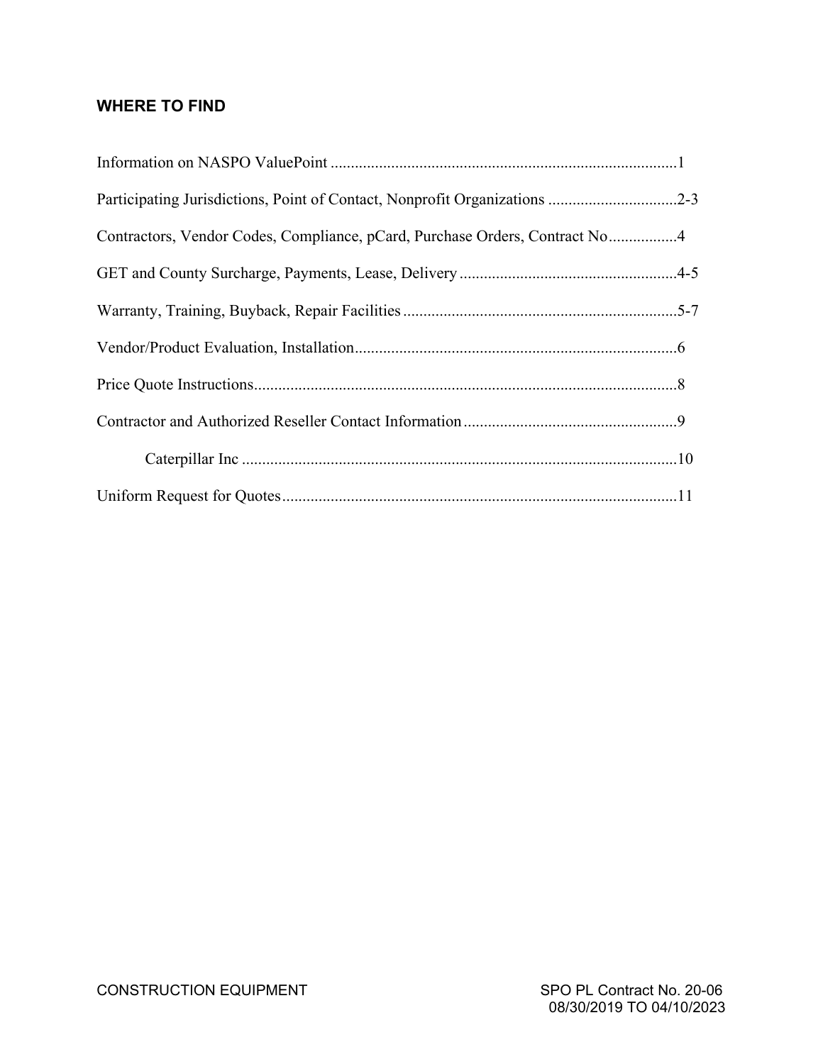## WHERE TO FIND

Information on NASPO ValuePoint ....................................................................................1

Participating Jurisdictions, Point of Contact, Nonprofit Organizations ...............................2-3

Contractors, Vendor Codes, Compliance, pCard, Purchase Orders, Contract No................4

GET and County Surcharge, Payments, Lease, Delivery .....................................................4-5

Warranty, Training, Buyback, Repair Facilities ...................................................................5-7

Vendor/Product Evaluation, Installation...............................................................................6

Price Quote Instructions........................................................................................................8

Contractor and Authorized Reseller Contact Information....................................................9

  Caterpillar Inc ..........................................................................................................10

Uniform Request for Quotes.................................................................................................11

CONSTRUCTION EQUIPMENT

SPO PL Contract No. 20-06
08/30/2019 TO 04/10/2023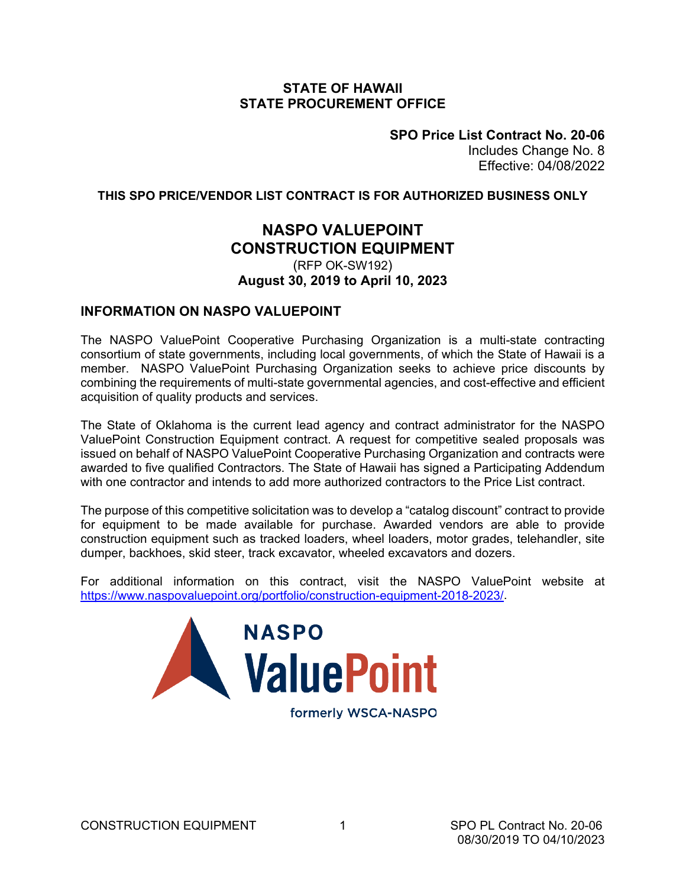**STATE OF HAWAII**
**STATE PROCUREMENT OFFICE**

**SPO Price List Contract No. 20-06**
Includes Change No. 8
Effective: 04/08/2022

**THIS SPO PRICE/VENDOR LIST CONTRACT IS FOR AUTHORIZED BUSINESS ONLY**

# NASPO VALUEPOINT CONSTRUCTION EQUIPMENT

(RFP OK-SW192)
**August 30, 2019 to April 10, 2023**

## INFORMATION ON NASPO VALUEPOINT

The NASPO ValuePoint Cooperative Purchasing Organization is a multi-state contracting consortium of state governments, including local governments, of which the State of Hawaii is a member. NASPO ValuePoint Purchasing Organization seeks to achieve price discounts by combining the requirements of multi-state governmental agencies, and cost-effective and efficient acquisition of quality products and services.

The State of Oklahoma is the current lead agency and contract administrator for the NASPO ValuePoint Construction Equipment contract. A request for competitive sealed proposals was issued on behalf of NASPO ValuePoint Cooperative Purchasing Organization and contracts were awarded to five qualified Contractors. The State of Hawaii has signed a Participating Addendum with one contractor and intends to add more authorized contractors to the Price List contract.

The purpose of this competitive solicitation was to develop a "catalog discount" contract to provide for equipment to be made available for purchase. Awarded vendors are able to provide construction equipment such as tracked loaders, wheel loaders, motor grades, telehandler, site dumper, backhoes, skid steer, track excavator, wheeled excavators and dozers.

For additional information on this contract, visit the NASPO ValuePoint website at https://www.naspovaluepoint.org/portfolio/construction-equipment-2018-2023/.

NASPO ValuePoint
formerly WSCA-NASPO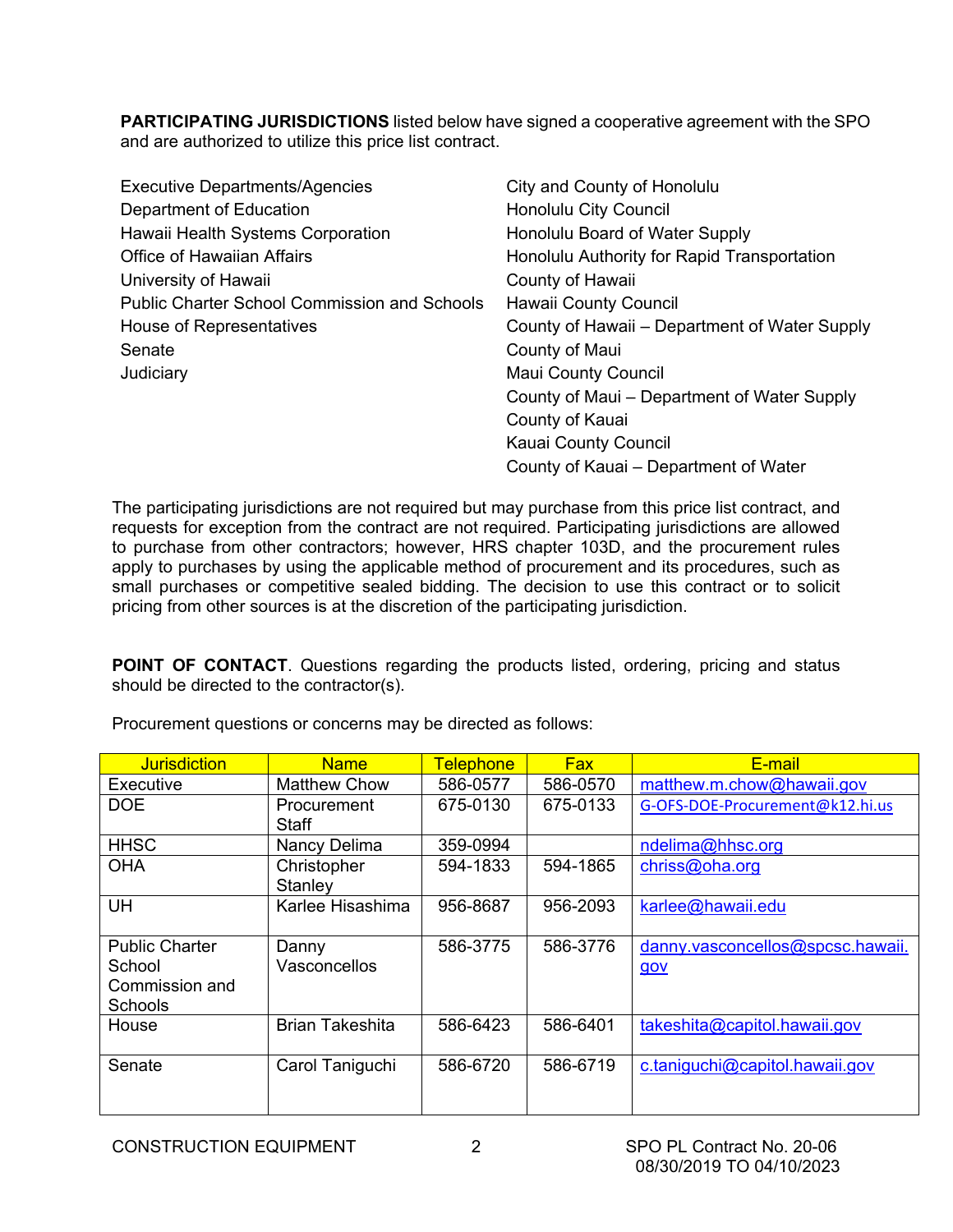**PARTICIPATING JURISDICTIONS** listed below have signed a cooperative agreement with the SPO and are authorized to utilize this price list contract.

| | |
|---|---|
| Executive Departments/Agencies | City and County of Honolulu |
| Department of Education | Honolulu City Council |
| Hawaii Health Systems Corporation | Honolulu Board of Water Supply |
| Office of Hawaiian Affairs | Honolulu Authority for Rapid Transportation |
| University of Hawaii | County of Hawaii |
| Public Charter School Commission and Schools | Hawaii County Council |
| House of Representatives | County of Hawaii – Department of Water Supply |
| Senate | County of Maui |
| Judiciary | Maui County Council |
| | County of Maui – Department of Water Supply |
| | County of Kauai |
| | Kauai County Council |
| | County of Kauai – Department of Water |

The participating jurisdictions are not required but may purchase from this price list contract, and requests for exception from the contract are not required. Participating jurisdictions are allowed to purchase from other contractors; however, HRS chapter 103D, and the procurement rules apply to purchases by using the applicable method of procurement and its procedures, such as small purchases or competitive sealed bidding. The decision to use this contract or to solicit pricing from other sources is at the discretion of the participating jurisdiction.

**POINT OF CONTACT**. Questions regarding the products listed, ordering, pricing and status should be directed to the contractor(s).

Procurement questions or concerns may be directed as follows:

| Jurisdiction | Name | Telephone | Fax | E-mail |
|---|---|---|---|---|
| Executive | Matthew Chow | 586-0577 | 586-0570 | matthew.m.chow@hawaii.gov |
| DOE | Procurement Staff | 675-0130 | 675-0133 | G-OFS-DOE-Procurement@k12.hi.us |
| HHSC | Nancy Delima | 359-0994 | | ndelima@hhsc.org |
| OHA | Christopher Stanley | 594-1833 | 594-1865 | chriss@oha.org |
| UH | Karlee Hisashima | 956-8687 | 956-2093 | karlee@hawaii.edu |
| Public Charter School Commission and Schools | Danny Vasconcellos | 586-3775 | 586-3776 | danny.vasconcellos@spcsc.hawaii.gov |
| House | Brian Takeshita | 586-6423 | 586-6401 | takeshita@capitol.hawaii.gov |
| Senate | Carol Taniguchi | 586-6720 | 586-6719 | c.taniguchi@capitol.hawaii.gov |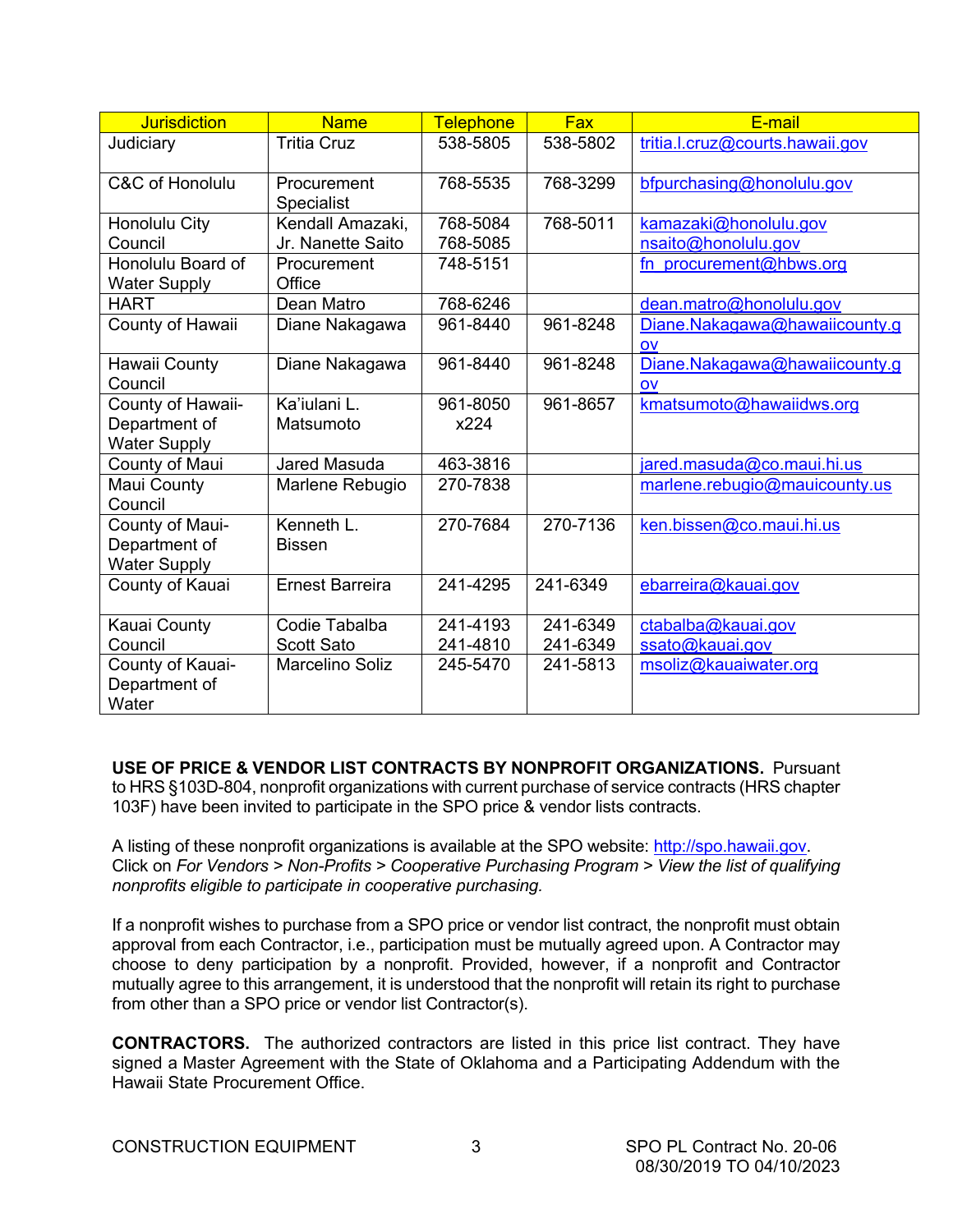| Jurisdiction | Name | Telephone | Fax | E-mail |
|---|---|---|---|---|
| Judiciary | Tritia Cruz | 538-5805 | 538-5802 | tritia.l.cruz@courts.hawaii.gov |
| C&C of Honolulu | Procurement Specialist | 768-5535 | 768-3299 | bfpurchasing@honolulu.gov |
| Honolulu City Council | Kendall Amazaki, Jr. Nanette Saito | 768-5084 768-5085 | 768-5011 | kamazaki@honolulu.gov nsaito@honolulu.gov |
| Honolulu Board of Water Supply | Procurement Office | 748-5151 | | fn_procurement@hbws.org |
| HART | Dean Matro | 768-6246 | | dean.matro@honolulu.gov |
| County of Hawaii | Diane Nakagawa | 961-8440 | 961-8248 | Diane.Nakagawa@hawaiicounty.gov |
| Hawaii County Council | Diane Nakagawa | 961-8440 | 961-8248 | Diane.Nakagawa@hawaiicounty.gov |
| County of Hawaii-Department of Water Supply | Ka'iulani L. Matsumoto | 961-8050 x224 | 961-8657 | kmatsumoto@hawaiidws.org |
| County of Maui | Jared Masuda | 463-3816 | | jared.masuda@co.maui.hi.us |
| Maui County Council | Marlene Rebugio | 270-7838 | | marlene.rebugio@mauicounty.us |
| County of Maui-Department of Water Supply | Kenneth L. Bissen | 270-7684 | 270-7136 | ken.bissen@co.maui.hi.us |
| County of Kauai | Ernest Barreira | 241-4295 | 241-6349 | ebarreira@kauai.gov |
| Kauai County Council | Codie Tabalba Scott Sato | 241-4193 241-4810 | 241-6349 241-6349 | ctabalba@kauai.gov ssato@kauai.gov |
| County of Kauai-Department of Water | Marcelino Soliz | 245-5470 | 241-5813 | msoliz@kauaiwater.org |

**USE OF PRICE & VENDOR LIST CONTRACTS BY NONPROFIT ORGANIZATIONS.** Pursuant to HRS §103D-804, nonprofit organizations with current purchase of service contracts (HRS chapter 103F) have been invited to participate in the SPO price & vendor lists contracts.

A listing of these nonprofit organizations is available at the SPO website: http://spo.hawaii.gov. Click on *For Vendors > Non-Profits > Cooperative Purchasing Program > View the list of qualifying nonprofits eligible to participate in cooperative purchasing.*

If a nonprofit wishes to purchase from a SPO price or vendor list contract, the nonprofit must obtain approval from each Contractor, i.e., participation must be mutually agreed upon. A Contractor may choose to deny participation by a nonprofit. Provided, however, if a nonprofit and Contractor mutually agree to this arrangement, it is understood that the nonprofit will retain its right to purchase from other than a SPO price or vendor list Contractor(s).

**CONTRACTORS.** The authorized contractors are listed in this price list contract. They have signed a Master Agreement with the State of Oklahoma and a Participating Addendum with the Hawaii State Procurement Office.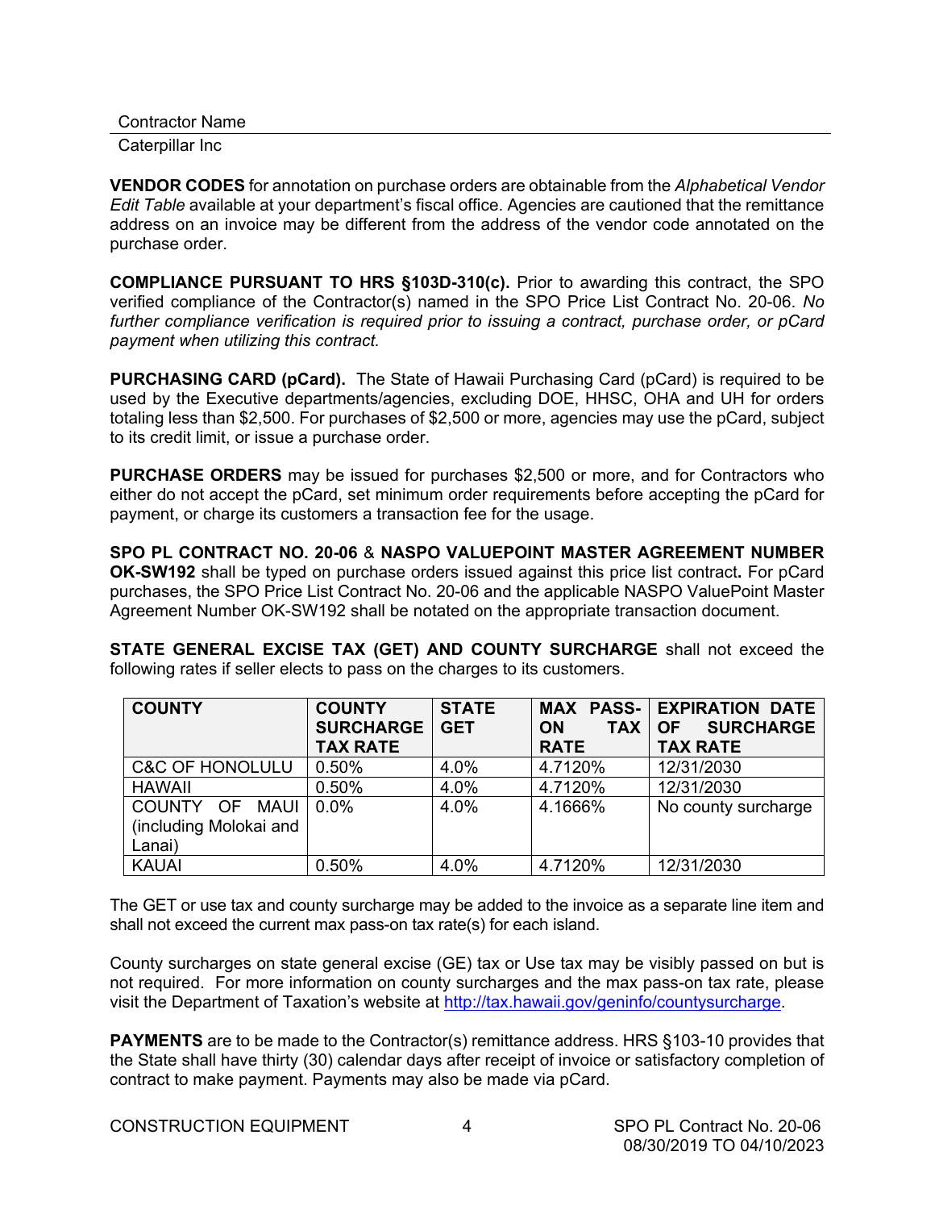| Contractor Name |
|---|
| Caterpillar Inc |

**VENDOR CODES** for annotation on purchase orders are obtainable from the *Alphabetical Vendor Edit Table* available at your department's fiscal office. Agencies are cautioned that the remittance address on an invoice may be different from the address of the vendor code annotated on the purchase order.

**COMPLIANCE PURSUANT TO HRS §103D-310(c).** Prior to awarding this contract, the SPO verified compliance of the Contractor(s) named in the SPO Price List Contract No. 20-06. *No further compliance verification is required prior to issuing a contract, purchase order, or pCard payment when utilizing this contract.*

**PURCHASING CARD (pCard).** The State of Hawaii Purchasing Card (pCard) is required to be used by the Executive departments/agencies, excluding DOE, HHSC, OHA and UH for orders totaling less than $2,500. For purchases of $2,500 or more, agencies may use the pCard, subject to its credit limit, or issue a purchase order.

**PURCHASE ORDERS** may be issued for purchases $2,500 or more, and for Contractors who either do not accept the pCard, set minimum order requirements before accepting the pCard for payment, or charge its customers a transaction fee for the usage.

**SPO PL CONTRACT NO. 20-06** & **NASPO VALUEPOINT MASTER AGREEMENT NUMBER OK-SW192** shall be typed on purchase orders issued against this price list contract**.** For pCard purchases, the SPO Price List Contract No. 20-06 and the applicable NASPO ValuePoint Master Agreement Number OK-SW192 shall be notated on the appropriate transaction document.

**STATE GENERAL EXCISE TAX (GET) AND COUNTY SURCHARGE** shall not exceed the following rates if seller elects to pass on the charges to its customers.

| COUNTY | COUNTY SURCHARGE TAX RATE | STATE GET | MAX PASS-ON TAX RATE | EXPIRATION DATE OF SURCHARGE TAX RATE |
|---|---|---|---|---|
| C&C OF HONOLULU | 0.50% | 4.0% | 4.7120% | 12/31/2030 |
| HAWAII | 0.50% | 4.0% | 4.7120% | 12/31/2030 |
| COUNTY OF MAUI (including Molokai and Lanai) | 0.0% | 4.0% | 4.1666% | No county surcharge |
| KAUAI | 0.50% | 4.0% | 4.7120% | 12/31/2030 |

The GET or use tax and county surcharge may be added to the invoice as a separate line item and shall not exceed the current max pass-on tax rate(s) for each island.

County surcharges on state general excise (GE) tax or Use tax may be visibly passed on but is not required. For more information on county surcharges and the max pass-on tax rate, please visit the Department of Taxation's website at http://tax.hawaii.gov/geninfo/countysurcharge.

**PAYMENTS** are to be made to the Contractor(s) remittance address. HRS §103-10 provides that the State shall have thirty (30) calendar days after receipt of invoice or satisfactory completion of contract to make payment. Payments may also be made via pCard.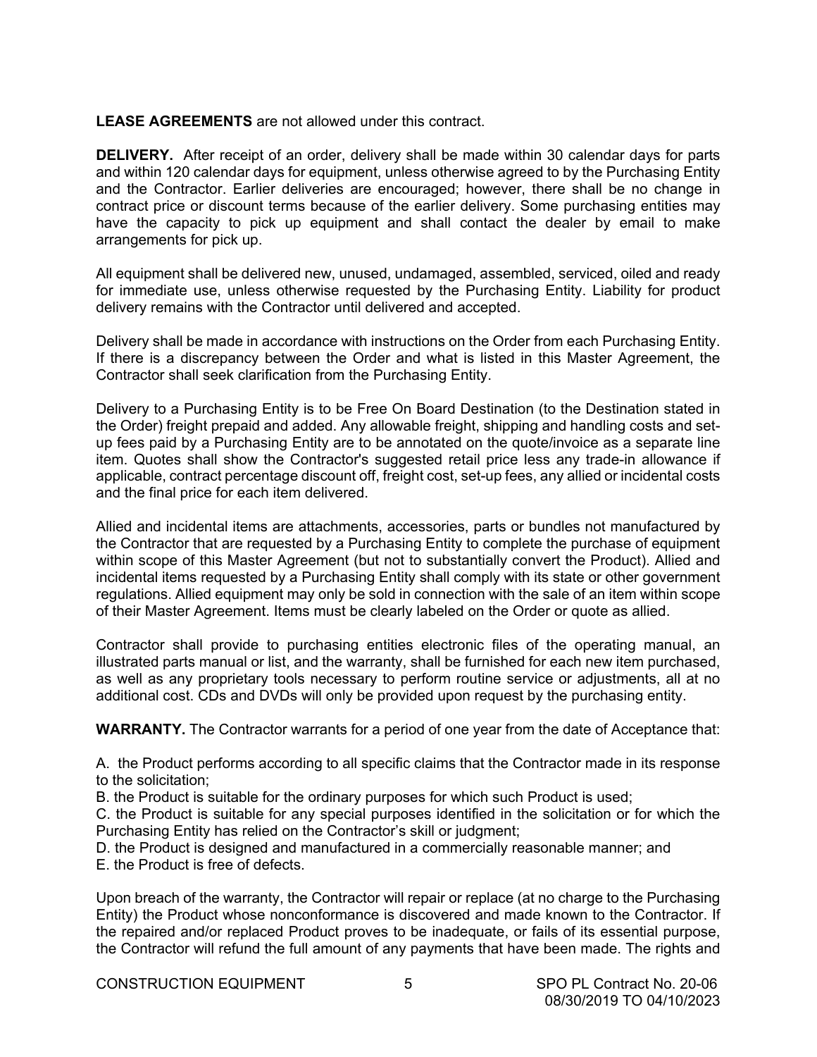**LEASE AGREEMENTS** are not allowed under this contract.

**DELIVERY.** After receipt of an order, delivery shall be made within 30 calendar days for parts and within 120 calendar days for equipment, unless otherwise agreed to by the Purchasing Entity and the Contractor. Earlier deliveries are encouraged; however, there shall be no change in contract price or discount terms because of the earlier delivery. Some purchasing entities may have the capacity to pick up equipment and shall contact the dealer by email to make arrangements for pick up.

All equipment shall be delivered new, unused, undamaged, assembled, serviced, oiled and ready for immediate use, unless otherwise requested by the Purchasing Entity. Liability for product delivery remains with the Contractor until delivered and accepted.

Delivery shall be made in accordance with instructions on the Order from each Purchasing Entity. If there is a discrepancy between the Order and what is listed in this Master Agreement, the Contractor shall seek clarification from the Purchasing Entity.

Delivery to a Purchasing Entity is to be Free On Board Destination (to the Destination stated in the Order) freight prepaid and added. Any allowable freight, shipping and handling costs and set-up fees paid by a Purchasing Entity are to be annotated on the quote/invoice as a separate line item. Quotes shall show the Contractor's suggested retail price less any trade-in allowance if applicable, contract percentage discount off, freight cost, set-up fees, any allied or incidental costs and the final price for each item delivered.

Allied and incidental items are attachments, accessories, parts or bundles not manufactured by the Contractor that are requested by a Purchasing Entity to complete the purchase of equipment within scope of this Master Agreement (but not to substantially convert the Product). Allied and incidental items requested by a Purchasing Entity shall comply with its state or other government regulations. Allied equipment may only be sold in connection with the sale of an item within scope of their Master Agreement. Items must be clearly labeled on the Order or quote as allied.

Contractor shall provide to purchasing entities electronic files of the operating manual, an illustrated parts manual or list, and the warranty, shall be furnished for each new item purchased, as well as any proprietary tools necessary to perform routine service or adjustments, all at no additional cost. CDs and DVDs will only be provided upon request by the purchasing entity.

**WARRANTY.** The Contractor warrants for a period of one year from the date of Acceptance that:

A. the Product performs according to all specific claims that the Contractor made in its response to the solicitation;
B. the Product is suitable for the ordinary purposes for which such Product is used;
C. the Product is suitable for any special purposes identified in the solicitation or for which the Purchasing Entity has relied on the Contractor's skill or judgment;
D. the Product is designed and manufactured in a commercially reasonable manner; and
E. the Product is free of defects.

Upon breach of the warranty, the Contractor will repair or replace (at no charge to the Purchasing Entity) the Product whose nonconformance is discovered and made known to the Contractor. If the repaired and/or replaced Product proves to be inadequate, or fails of its essential purpose, the Contractor will refund the full amount of any payments that have been made. The rights and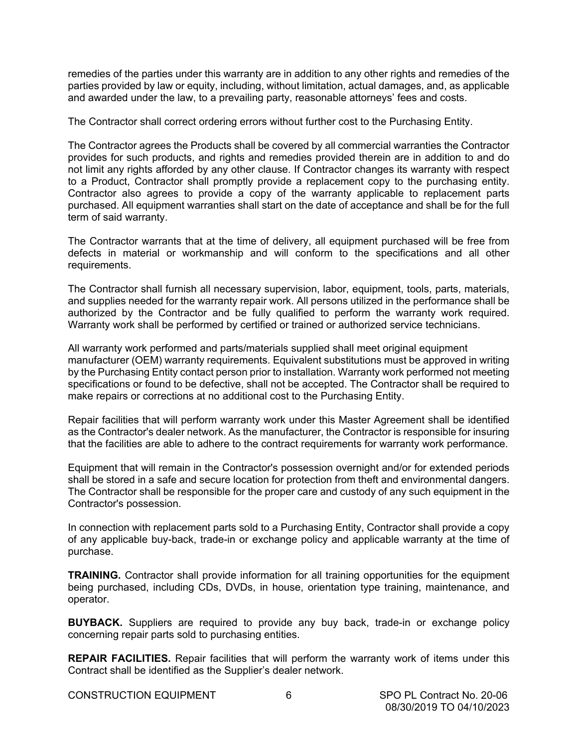remedies of the parties under this warranty are in addition to any other rights and remedies of the parties provided by law or equity, including, without limitation, actual damages, and, as applicable and awarded under the law, to a prevailing party, reasonable attorneys' fees and costs.

The Contractor shall correct ordering errors without further cost to the Purchasing Entity.

The Contractor agrees the Products shall be covered by all commercial warranties the Contractor provides for such products, and rights and remedies provided therein are in addition to and do not limit any rights afforded by any other clause. If Contractor changes its warranty with respect to a Product, Contractor shall promptly provide a replacement copy to the purchasing entity. Contractor also agrees to provide a copy of the warranty applicable to replacement parts purchased. All equipment warranties shall start on the date of acceptance and shall be for the full term of said warranty.

The Contractor warrants that at the time of delivery, all equipment purchased will be free from defects in material or workmanship and will conform to the specifications and all other requirements.

The Contractor shall furnish all necessary supervision, labor, equipment, tools, parts, materials, and supplies needed for the warranty repair work. All persons utilized in the performance shall be authorized by the Contractor and be fully qualified to perform the warranty work required. Warranty work shall be performed by certified or trained or authorized service technicians.

All warranty work performed and parts/materials supplied shall meet original equipment manufacturer (OEM) warranty requirements. Equivalent substitutions must be approved in writing by the Purchasing Entity contact person prior to installation. Warranty work performed not meeting specifications or found to be defective, shall not be accepted. The Contractor shall be required to make repairs or corrections at no additional cost to the Purchasing Entity.

Repair facilities that will perform warranty work under this Master Agreement shall be identified as the Contractor's dealer network. As the manufacturer, the Contractor is responsible for insuring that the facilities are able to adhere to the contract requirements for warranty work performance.

Equipment that will remain in the Contractor's possession overnight and/or for extended periods shall be stored in a safe and secure location for protection from theft and environmental dangers. The Contractor shall be responsible for the proper care and custody of any such equipment in the Contractor's possession.

In connection with replacement parts sold to a Purchasing Entity, Contractor shall provide a copy of any applicable buy-back, trade-in or exchange policy and applicable warranty at the time of purchase.

**TRAINING.** Contractor shall provide information for all training opportunities for the equipment being purchased, including CDs, DVDs, in house, orientation type training, maintenance, and operator.

**BUYBACK.** Suppliers are required to provide any buy back, trade-in or exchange policy concerning repair parts sold to purchasing entities.

**REPAIR FACILITIES.** Repair facilities that will perform the warranty work of items under this Contract shall be identified as the Supplier's dealer network.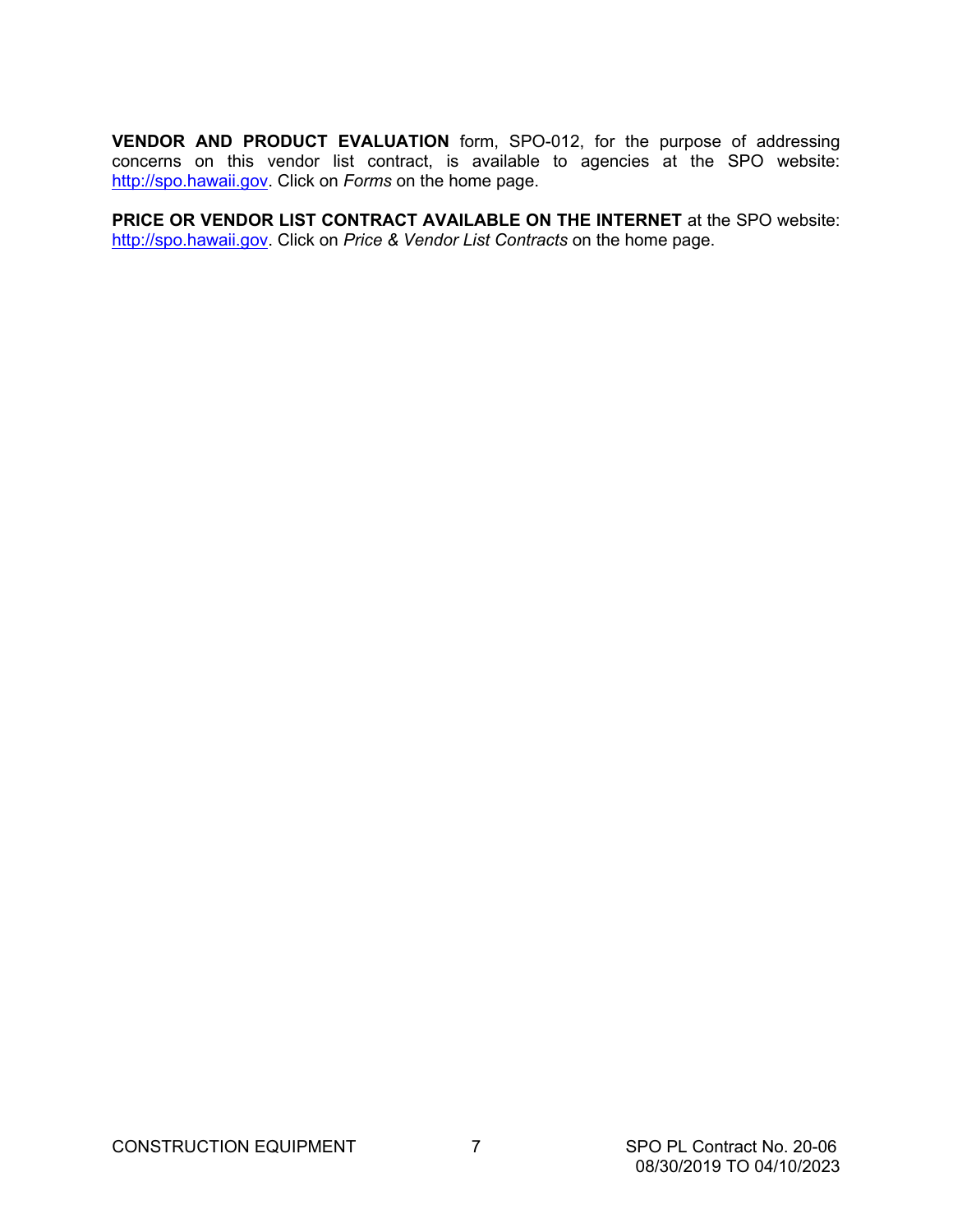**VENDOR AND PRODUCT EVALUATION** form, SPO-012, for the purpose of addressing concerns on this vendor list contract, is available to agencies at the SPO website: http://spo.hawaii.gov. Click on *Forms* on the home page.

**PRICE OR VENDOR LIST CONTRACT AVAILABLE ON THE INTERNET** at the SPO website: http://spo.hawaii.gov. Click on *Price & Vendor List Contracts* on the home page.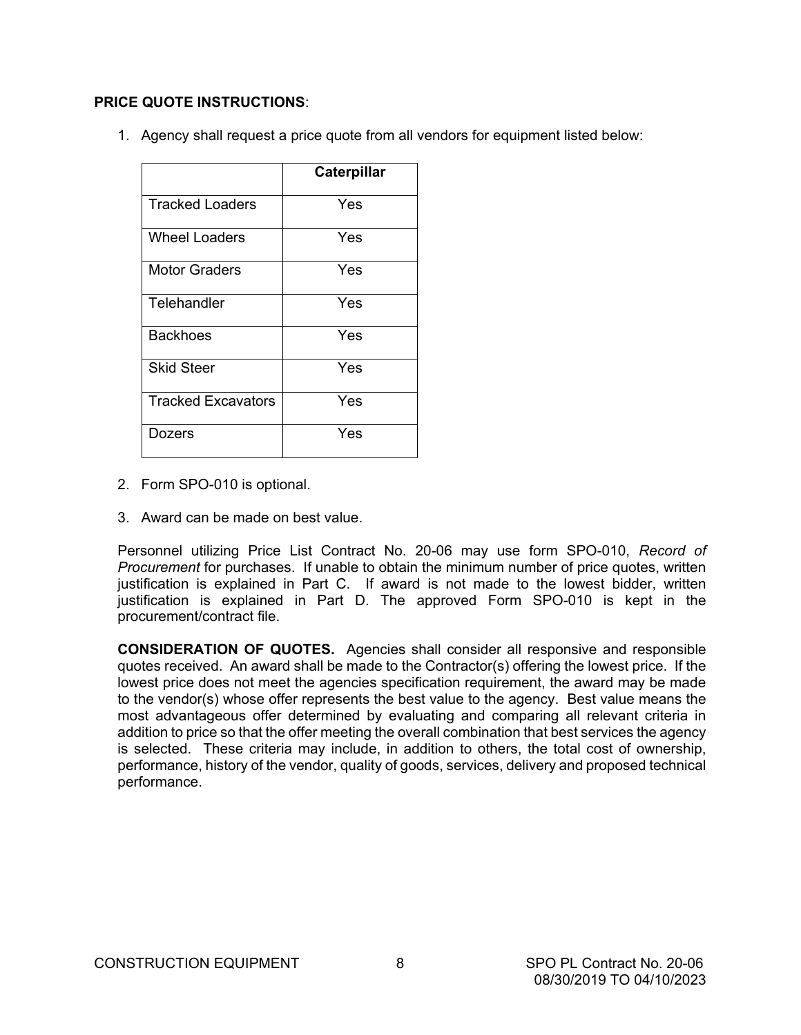**PRICE QUOTE INSTRUCTIONS**:

1. Agency shall request a price quote from all vendors for equipment listed below:

| | **Caterpillar** |
|---|---|
| Tracked Loaders | Yes |
| Wheel Loaders | Yes |
| Motor Graders | Yes |
| Telehandler | Yes |
| Backhoes | Yes |
| Skid Steer | Yes |
| Tracked Excavators | Yes |
| Dozers | Yes |

2. Form SPO-010 is optional.

3. Award can be made on best value.

Personnel utilizing Price List Contract No. 20-06 may use form SPO-010, *Record of Procurement* for purchases. If unable to obtain the minimum number of price quotes, written justification is explained in Part C. If award is not made to the lowest bidder, written justification is explained in Part D. The approved Form SPO-010 is kept in the procurement/contract file.

**CONSIDERATION OF QUOTES.** Agencies shall consider all responsive and responsible quotes received. An award shall be made to the Contractor(s) offering the lowest price. If the lowest price does not meet the agencies specification requirement, the award may be made to the vendor(s) whose offer represents the best value to the agency. Best value means the most advantageous offer determined by evaluating and comparing all relevant criteria in addition to price so that the offer meeting the overall combination that best services the agency is selected. These criteria may include, in addition to others, the total cost of ownership, performance, history of the vendor, quality of goods, services, delivery and proposed technical performance.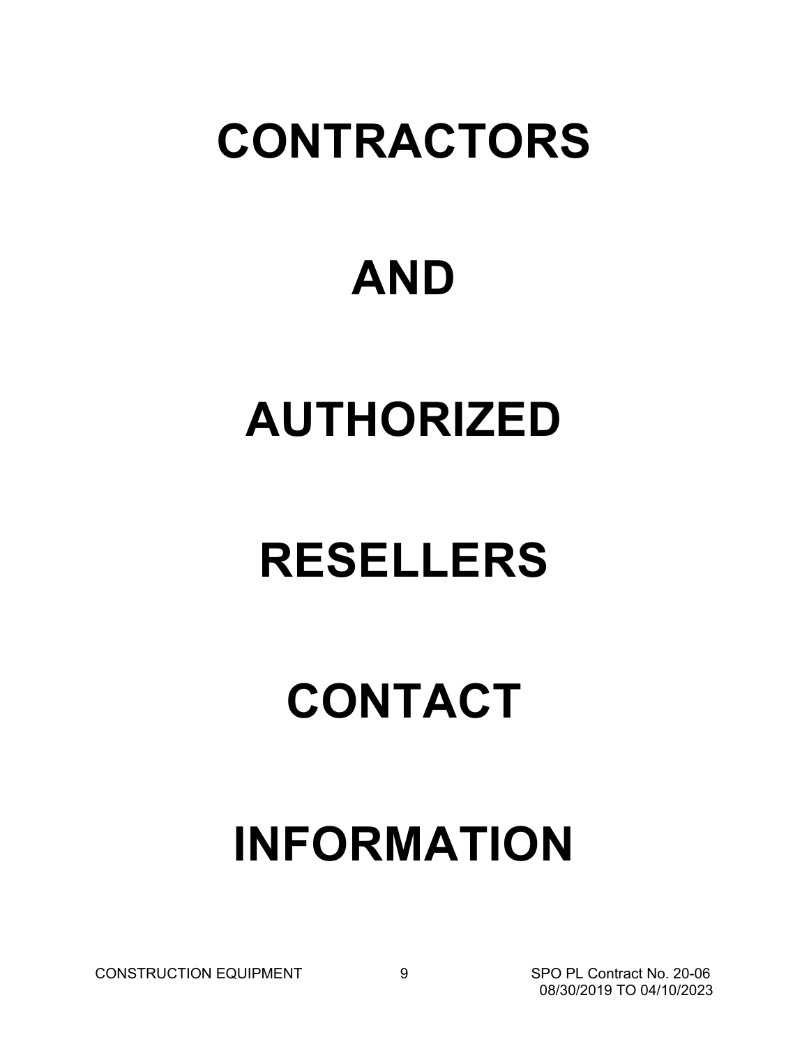# CONTRACTORS

# AND

# AUTHORIZED

# RESELLERS

# CONTACT

# INFORMATION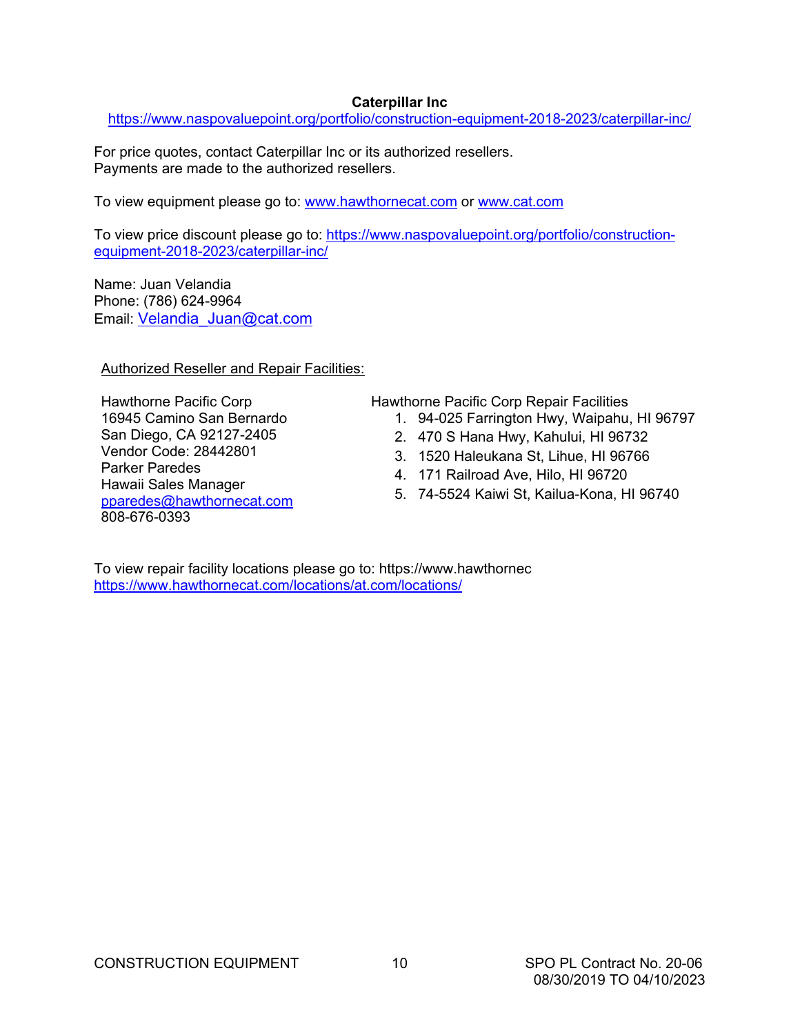**Caterpillar Inc**

https://www.naspovaluepoint.org/portfolio/construction-equipment-2018-2023/caterpillar-inc/

For price quotes, contact Caterpillar Inc or its authorized resellers.
Payments are made to the authorized resellers.

To view equipment please go to: www.hawthornecat.com or www.cat.com

To view price discount please go to: https://www.naspovaluepoint.org/portfolio/construction-equipment-2018-2023/caterpillar-inc/

Name: Juan Velandia
Phone: (786) 624-9964
Email: Velandia_Juan@cat.com

Authorized Reseller and Repair Facilities:

Hawthorne Pacific Corp
16945 Camino San Bernardo
San Diego, CA 92127-2405
Vendor Code: 28442801
Parker Paredes
Hawaii Sales Manager
pparedes@hawthornecat.com
808-676-0393

Hawthorne Pacific Corp Repair Facilities

1. 94-025 Farrington Hwy, Waipahu, HI 96797
2. 470 S Hana Hwy, Kahului, HI 96732
3. 1520 Haleukana St, Lihue, HI 96766
4. 171 Railroad Ave, Hilo, HI 96720
5. 74-5524 Kaiwi St, Kailua-Kona, HI 96740

To view repair facility locations please go to: https://www.hawthornec
https://www.hawthornecat.com/locations/at.com/locations/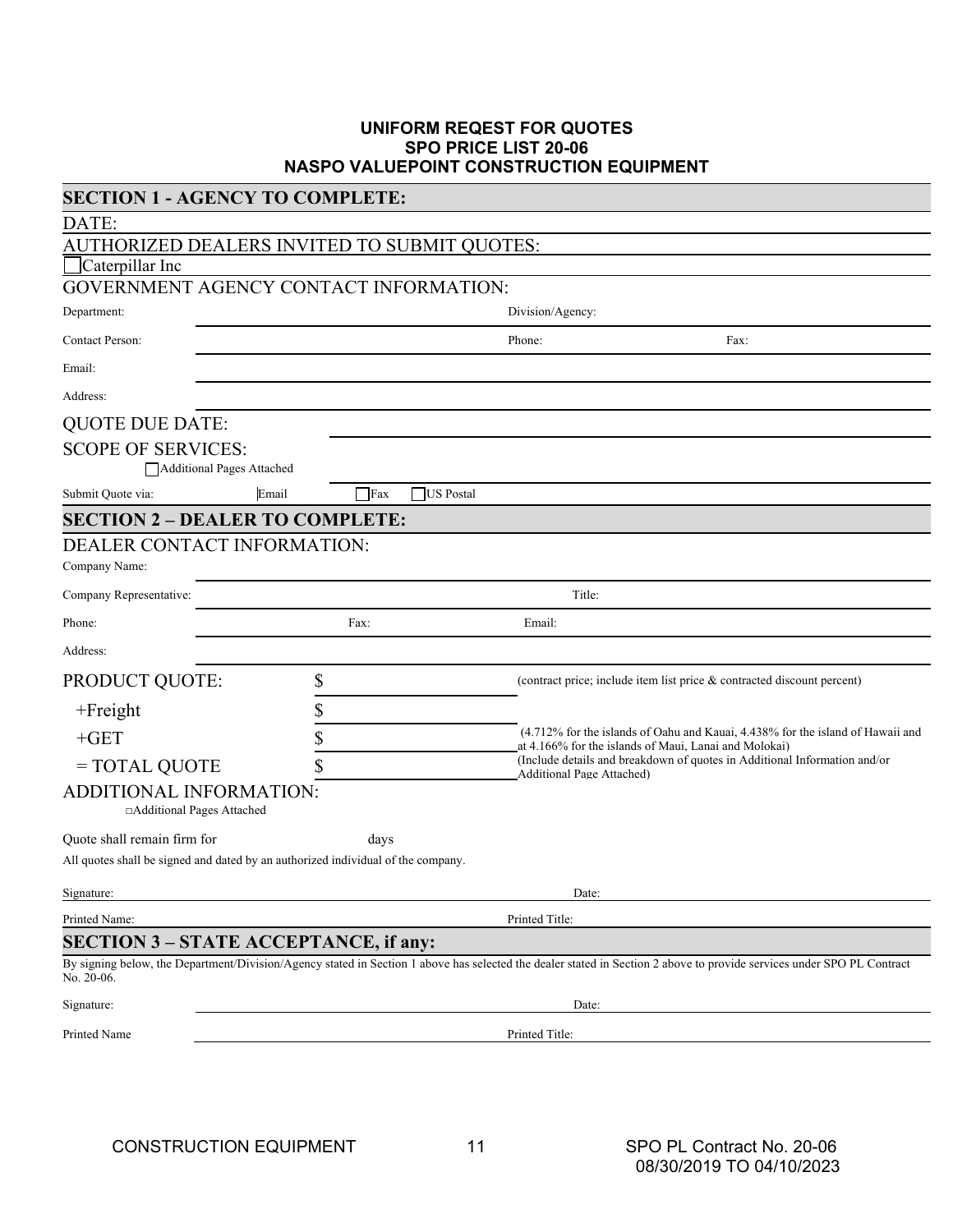**UNIFORM REQEST FOR QUOTES**
**SPO PRICE LIST 20-06**
**NASPO VALUEPOINT CONSTRUCTION EQUIPMENT**

## SECTION 1 - AGENCY TO COMPLETE:

DATE:

AUTHORIZED DEALERS INVITED TO SUBMIT QUOTES:

☐ Caterpillar Inc

GOVERNMENT AGENCY CONTACT INFORMATION:

Department: Division/Agency:

Contact Person: Phone: Fax:

Email:

Address:

QUOTE DUE DATE:

SCOPE OF SERVICES:

☐ Additional Pages Attached

Submit Quote via: Email ☐ Fax ☐ US Postal

## SECTION 2 – DEALER TO COMPLETE:

DEALER CONTACT INFORMATION:

Company Name:

Company Representative: Title:

Phone: Fax: Email:

Address:

| | | |
|---|---|---|
| PRODUCT QUOTE: | $ | (contract price; include item list price & contracted discount percent) |
| +Freight | $ | |
| +GET | $ | (4.712% for the islands of Oahu and Kauai, 4.438% for the island of Hawaii and at 4.166% for the islands of Maui, Lanai and Molokai) |
| = TOTAL QUOTE | $ | (Include details and breakdown of quotes in Additional Information and/or Additional Page Attached) |

ADDITIONAL INFORMATION:

☐ Additional Pages Attached

Quote shall remain firm for days

All quotes shall be signed and dated by an authorized individual of the company.

Signature: Date:

Printed Name: Printed Title:

## SECTION 3 – STATE ACCEPTANCE, if any:

By signing below, the Department/Division/Agency stated in Section 1 above has selected the dealer stated in Section 2 above to provide services under SPO PL Contract No. 20-06.

Signature: Date:

Printed Name Printed Title: